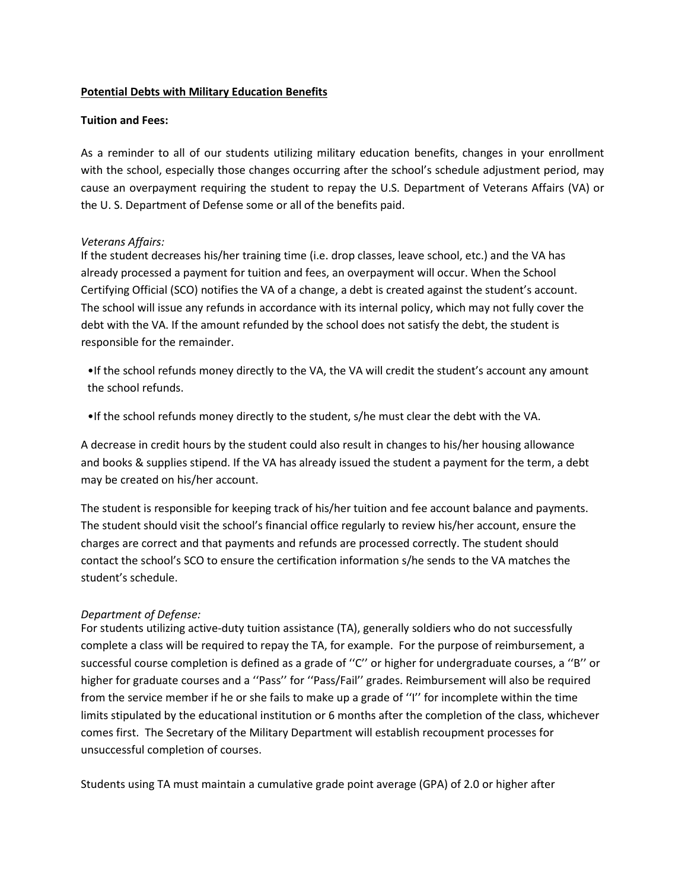**<u>Potential Debts with Military Education Benefits</u>**

**Tuition and Fees:**

As a reminder to all of our students utilizing military education benefits, changes in your enrollment with the school, especially those changes occurring after the school's schedule adjustment period, may cause an overpayment requiring the student to repay the U.S. Department of Veterans Affairs (VA) or the U. S. Department of Defense some or all of the benefits paid.

*Veterans Affairs:*

If the student decreases his/her training time (i.e. drop classes, leave school, etc.) and the VA has already processed a payment for tuition and fees, an overpayment will occur. When the School Certifying Official (SCO) notifies the VA of a change, a debt is created against the student's account. The school will issue any refunds in accordance with its internal policy, which may not fully cover the debt with the VA. If the amount refunded by the school does not satisfy the debt, the student is responsible for the remainder.

- If the school refunds money directly to the VA, the VA will credit the student's account any amount the school refunds.
- If the school refunds money directly to the student, s/he must clear the debt with the VA.

A decrease in credit hours by the student could also result in changes to his/her housing allowance and books & supplies stipend. If the VA has already issued the student a payment for the term, a debt may be created on his/her account.

The student is responsible for keeping track of his/her tuition and fee account balance and payments. The student should visit the school's financial office regularly to review his/her account, ensure the charges are correct and that payments and refunds are processed correctly. The student should contact the school's SCO to ensure the certification information s/he sends to the VA matches the student's schedule.

*Department of Defense:*

For students utilizing active-duty tuition assistance (TA), generally soldiers who do not successfully complete a class will be required to repay the TA, for example. For the purpose of reimbursement, a successful course completion is defined as a grade of ''C'' or higher for undergraduate courses, a ''B'' or higher for graduate courses and a ''Pass'' for ''Pass/Fail'' grades. Reimbursement will also be required from the service member if he or she fails to make up a grade of ''I'' for incomplete within the time limits stipulated by the educational institution or 6 months after the completion of the class, whichever comes first. The Secretary of the Military Department will establish recoupment processes for unsuccessful completion of courses.

Students using TA must maintain a cumulative grade point average (GPA) of 2.0 or higher after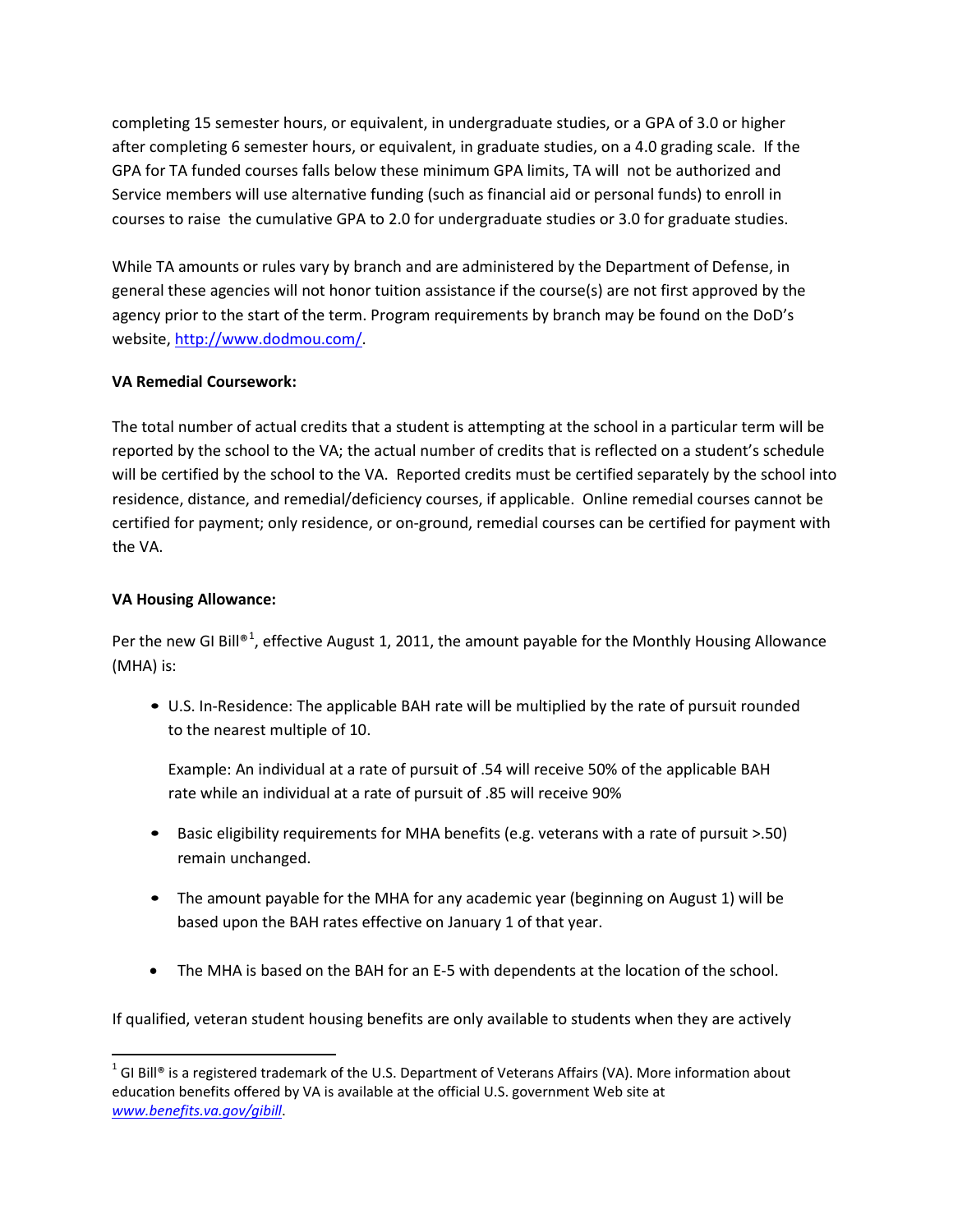completing 15 semester hours, or equivalent, in undergraduate studies, or a GPA of 3.0 or higher after completing 6 semester hours, or equivalent, in graduate studies, on a 4.0 grading scale. If the GPA for TA funded courses falls below these minimum GPA limits, TA will not be authorized and Service members will use alternative funding (such as financial aid or personal funds) to enroll in courses to raise the cumulative GPA to 2.0 for undergraduate studies or 3.0 for graduate studies.

While TA amounts or rules vary by branch and are administered by the Department of Defense, in general these agencies will not honor tuition assistance if the course(s) are not first approved by the agency prior to the start of the term. Program requirements by branch may be found on the DoD's website, http://www.dodmou.com/.

**VA Remedial Coursework:**

The total number of actual credits that a student is attempting at the school in a particular term will be reported by the school to the VA; the actual number of credits that is reflected on a student's schedule will be certified by the school to the VA. Reported credits must be certified separately by the school into residence, distance, and remedial/deficiency courses, if applicable. Online remedial courses cannot be certified for payment; only residence, or on-ground, remedial courses can be certified for payment with the VA.

**VA Housing Allowance:**

Per the new GI Bill®[1], effective August 1, 2011, the amount payable for the Monthly Housing Allowance (MHA) is:

- U.S. In-Residence: The applicable BAH rate will be multiplied by the rate of pursuit rounded to the nearest multiple of 10.

  Example: An individual at a rate of pursuit of .54 will receive 50% of the applicable BAH rate while an individual at a rate of pursuit of .85 will receive 90%

- Basic eligibility requirements for MHA benefits (e.g. veterans with a rate of pursuit >.50) remain unchanged.
- The amount payable for the MHA for any academic year (beginning on August 1) will be based upon the BAH rates effective on January 1 of that year.
- The MHA is based on the BAH for an E-5 with dependents at the location of the school.

If qualified, veteran student housing benefits are only available to students when they are actively

---

[1] GI Bill® is a registered trademark of the U.S. Department of Veterans Affairs (VA). More information about education benefits offered by VA is available at the official U.S. government Web site at *www.benefits.va.gov/gibill*.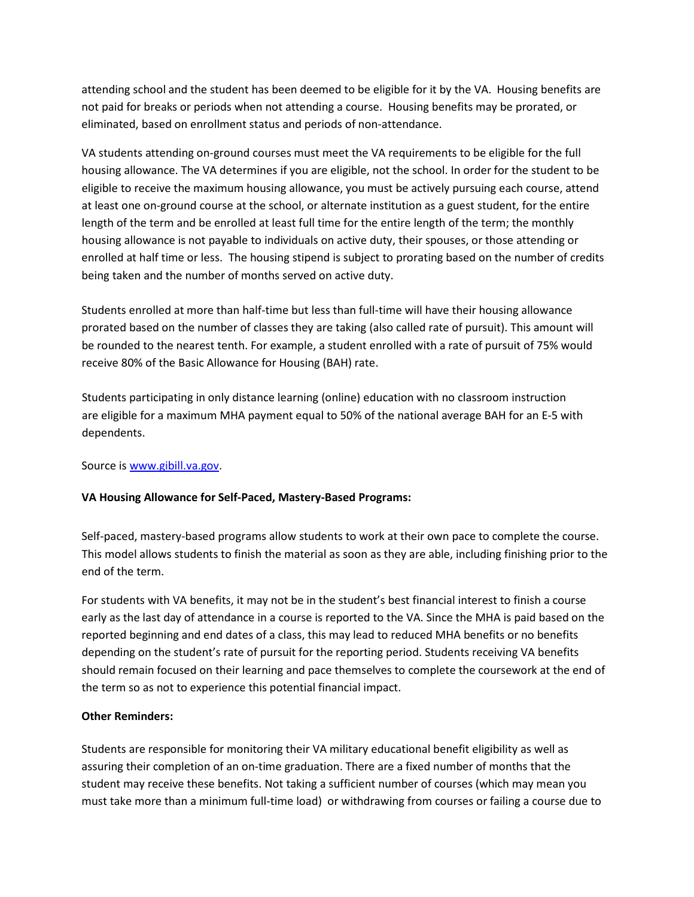attending school and the student has been deemed to be eligible for it by the VA. Housing benefits are not paid for breaks or periods when not attending a course. Housing benefits may be prorated, or eliminated, based on enrollment status and periods of non-attendance.

VA students attending on-ground courses must meet the VA requirements to be eligible for the full housing allowance. The VA determines if you are eligible, not the school. In order for the student to be eligible to receive the maximum housing allowance, you must be actively pursuing each course, attend at least one on-ground course at the school, or alternate institution as a guest student, for the entire length of the term and be enrolled at least full time for the entire length of the term; the monthly housing allowance is not payable to individuals on active duty, their spouses, or those attending or enrolled at half time or less. The housing stipend is subject to prorating based on the number of credits being taken and the number of months served on active duty.

Students enrolled at more than half-time but less than full-time will have their housing allowance prorated based on the number of classes they are taking (also called rate of pursuit). This amount will be rounded to the nearest tenth. For example, a student enrolled with a rate of pursuit of 75% would receive 80% of the Basic Allowance for Housing (BAH) rate.

Students participating in only distance learning (online) education with no classroom instruction are eligible for a maximum MHA payment equal to 50% of the national average BAH for an E-5 with dependents.

Source is [www.gibill.va.gov](www.gibill.va.gov).

**VA Housing Allowance for Self-Paced, Mastery-Based Programs:**

Self-paced, mastery-based programs allow students to work at their own pace to complete the course. This model allows students to finish the material as soon as they are able, including finishing prior to the end of the term.

For students with VA benefits, it may not be in the student's best financial interest to finish a course early as the last day of attendance in a course is reported to the VA. Since the MHA is paid based on the reported beginning and end dates of a class, this may lead to reduced MHA benefits or no benefits depending on the student's rate of pursuit for the reporting period. Students receiving VA benefits should remain focused on their learning and pace themselves to complete the coursework at the end of the term so as not to experience this potential financial impact.

**Other Reminders:**

Students are responsible for monitoring their VA military educational benefit eligibility as well as assuring their completion of an on-time graduation. There are a fixed number of months that the student may receive these benefits. Not taking a sufficient number of courses (which may mean you must take more than a minimum full-time load) or withdrawing from courses or failing a course due to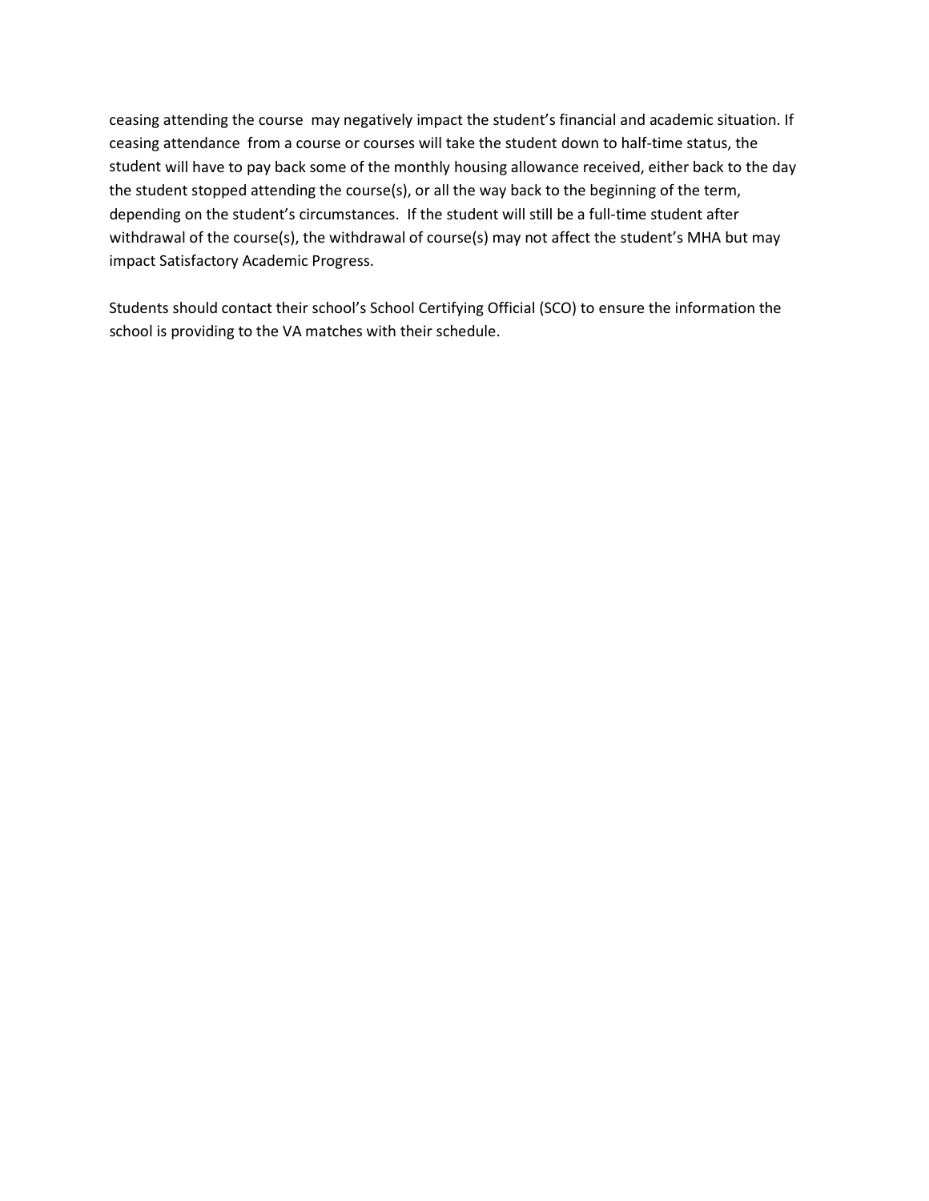ceasing attending the course may negatively impact the student's financial and academic situation. If ceasing attendance from a course or courses will take the student down to half-time status, the student will have to pay back some of the monthly housing allowance received, either back to the day the student stopped attending the course(s), or all the way back to the beginning of the term, depending on the student's circumstances. If the student will still be a full-time student after withdrawal of the course(s), the withdrawal of course(s) may not affect the student's MHA but may impact Satisfactory Academic Progress.

Students should contact their school's School Certifying Official (SCO) to ensure the information the school is providing to the VA matches with their schedule.